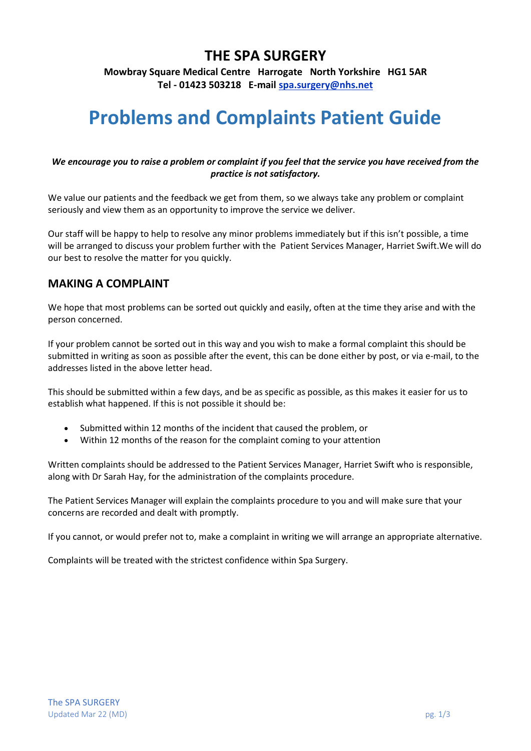# THE SPA SURGERY

**Mowbray Square Medical Centre Harrogate North Yorkshire HG1 5AR**
**Tel - 01423 503218 E-mail spa.surgery@nhs.net**

# Problems and Complaints Patient Guide

***We encourage you to raise a problem or complaint if you feel that the service you have received from the practice is not satisfactory.***

We value our patients and the feedback we get from them, so we always take any problem or complaint seriously and view them as an opportunity to improve the service we deliver.

Our staff will be happy to help to resolve any minor problems immediately but if this isn't possible, a time will be arranged to discuss your problem further with the Patient Services Manager, Harriet Swift.We will do our best to resolve the matter for you quickly.

## MAKING A COMPLAINT

We hope that most problems can be sorted out quickly and easily, often at the time they arise and with the person concerned.

If your problem cannot be sorted out in this way and you wish to make a formal complaint this should be submitted in writing as soon as possible after the event, this can be done either by post, or via e-mail, to the addresses listed in the above letter head.

This should be submitted within a few days, and be as specific as possible, as this makes it easier for us to establish what happened. If this is not possible it should be:

- Submitted within 12 months of the incident that caused the problem, or
- Within 12 months of the reason for the complaint coming to your attention

Written complaints should be addressed to the Patient Services Manager, Harriet Swift who is responsible, along with Dr Sarah Hay, for the administration of the complaints procedure.

The Patient Services Manager will explain the complaints procedure to you and will make sure that your concerns are recorded and dealt with promptly.

If you cannot, or would prefer not to, make a complaint in writing we will arrange an appropriate alternative.

Complaints will be treated with the strictest confidence within Spa Surgery.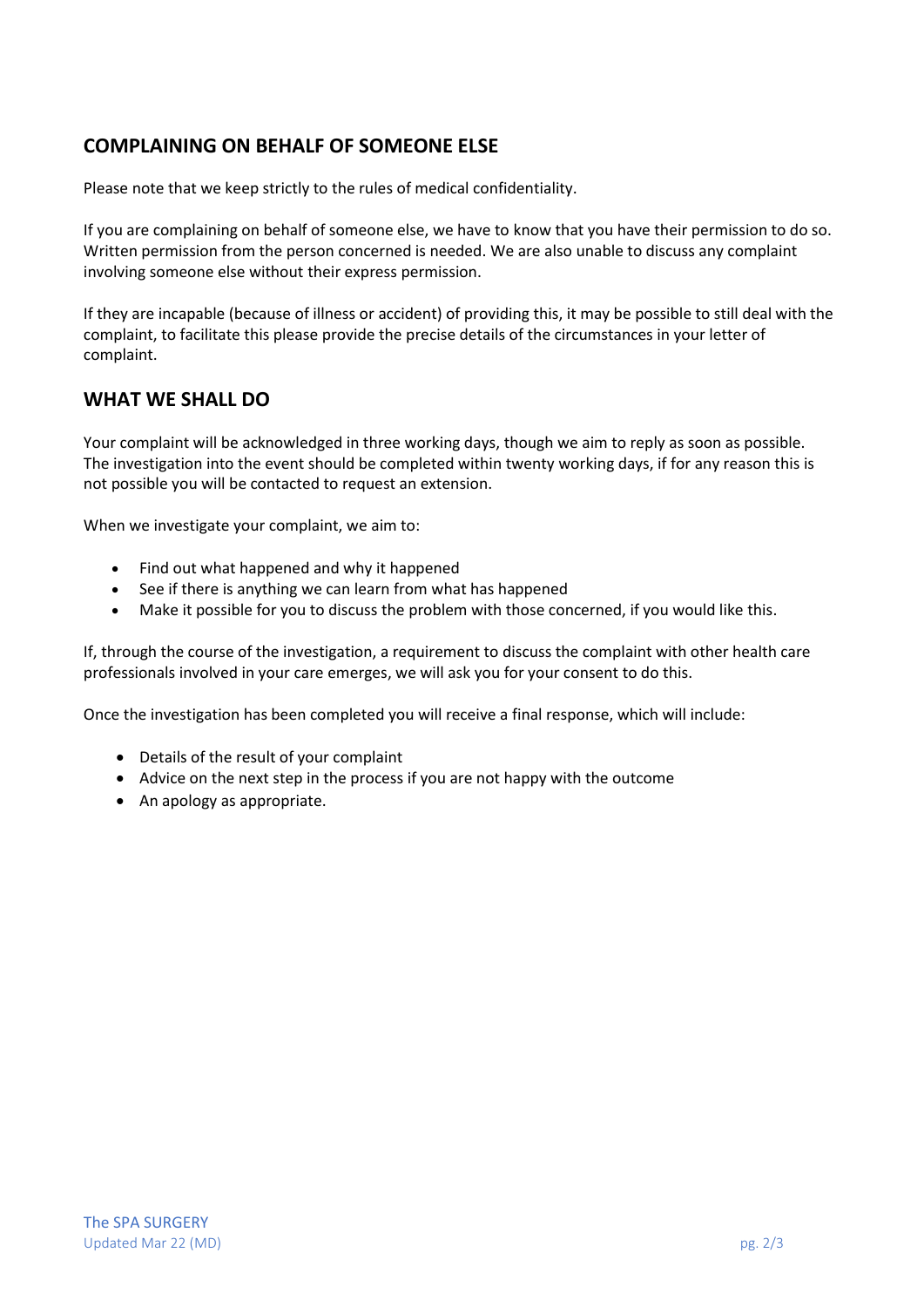## COMPLAINING ON BEHALF OF SOMEONE ELSE

Please note that we keep strictly to the rules of medical confidentiality.

If you are complaining on behalf of someone else, we have to know that you have their permission to do so. Written permission from the person concerned is needed. We are also unable to discuss any complaint involving someone else without their express permission.

If they are incapable (because of illness or accident) of providing this, it may be possible to still deal with the complaint, to facilitate this please provide the precise details of the circumstances in your letter of complaint.

## WHAT WE SHALL DO

Your complaint will be acknowledged in three working days, though we aim to reply as soon as possible. The investigation into the event should be completed within twenty working days, if for any reason this is not possible you will be contacted to request an extension.

When we investigate your complaint, we aim to:

- Find out what happened and why it happened
- See if there is anything we can learn from what has happened
- Make it possible for you to discuss the problem with those concerned, if you would like this.

If, through the course of the investigation, a requirement to discuss the complaint with other health care professionals involved in your care emerges, we will ask you for your consent to do this.

Once the investigation has been completed you will receive a final response, which will include:

- Details of the result of your complaint
- Advice on the next step in the process if you are not happy with the outcome
- An apology as appropriate.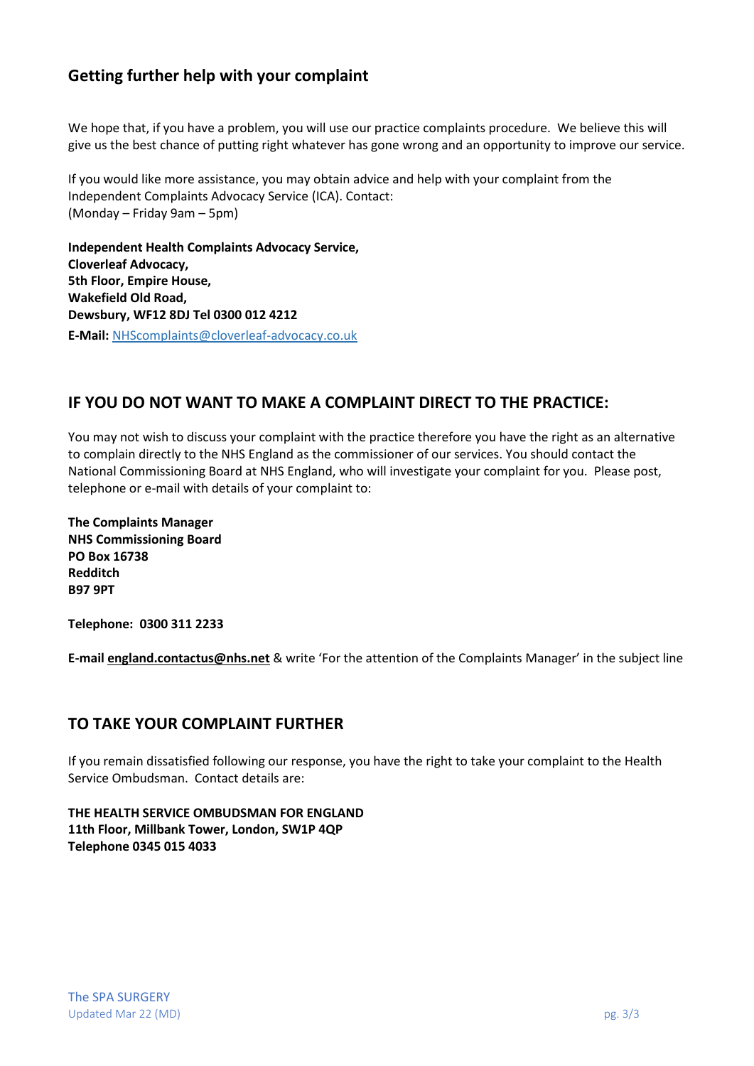## Getting further help with your complaint

We hope that, if you have a problem, you will use our practice complaints procedure. We believe this will give us the best chance of putting right whatever has gone wrong and an opportunity to improve our service.

If you would like more assistance, you may obtain advice and help with your complaint from the Independent Complaints Advocacy Service (ICA). Contact:
(Monday – Friday 9am – 5pm)

**Independent Health Complaints Advocacy Service,**
**Cloverleaf Advocacy,**
**5th Floor, Empire House,**
**Wakefield Old Road,**
**Dewsbury, WF12 8DJ Tel 0300 012 4212**
**E-Mail:** NHScomplaints@cloverleaf-advocacy.co.uk

## IF YOU DO NOT WANT TO MAKE A COMPLAINT DIRECT TO THE PRACTICE:

You may not wish to discuss your complaint with the practice therefore you have the right as an alternative to complain directly to the NHS England as the commissioner of our services. You should contact the National Commissioning Board at NHS England, who will investigate your complaint for you. Please post, telephone or e-mail with details of your complaint to:

**The Complaints Manager**
**NHS Commissioning Board**
**PO Box 16738**
**Redditch**
**B97 9PT**

**Telephone: 0300 311 2233**

**E-mail england.contactus@nhs.net** & write 'For the attention of the Complaints Manager' in the subject line

## TO TAKE YOUR COMPLAINT FURTHER

If you remain dissatisfied following our response, you have the right to take your complaint to the Health Service Ombudsman. Contact details are:

**THE HEALTH SERVICE OMBUDSMAN FOR ENGLAND**
**11th Floor, Millbank Tower, London, SW1P 4QP**
**Telephone 0345 015 4033**